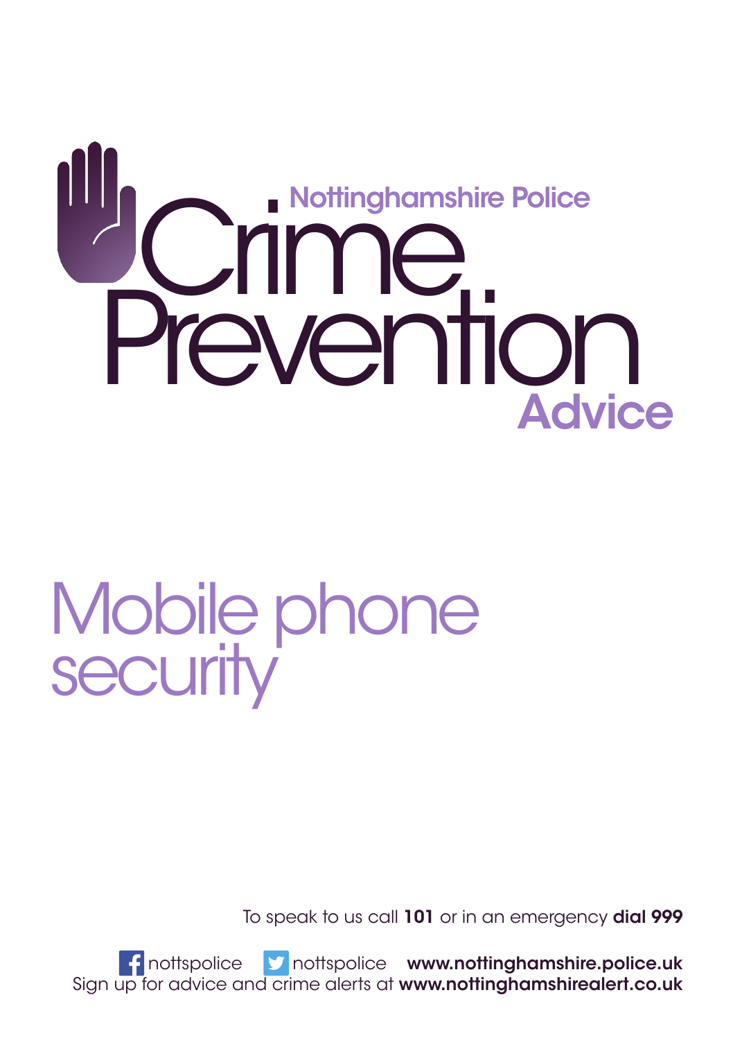Nottinghamshire Police

# Crime Prevention Advice

# Mobile phone security

To speak to us call **101** or in an emergency **dial 999**

nottspolice nottspolice **www.nottinghamshire.police.uk**

Sign up for advice and crime alerts at **www.nottinghamshirealert.co.uk**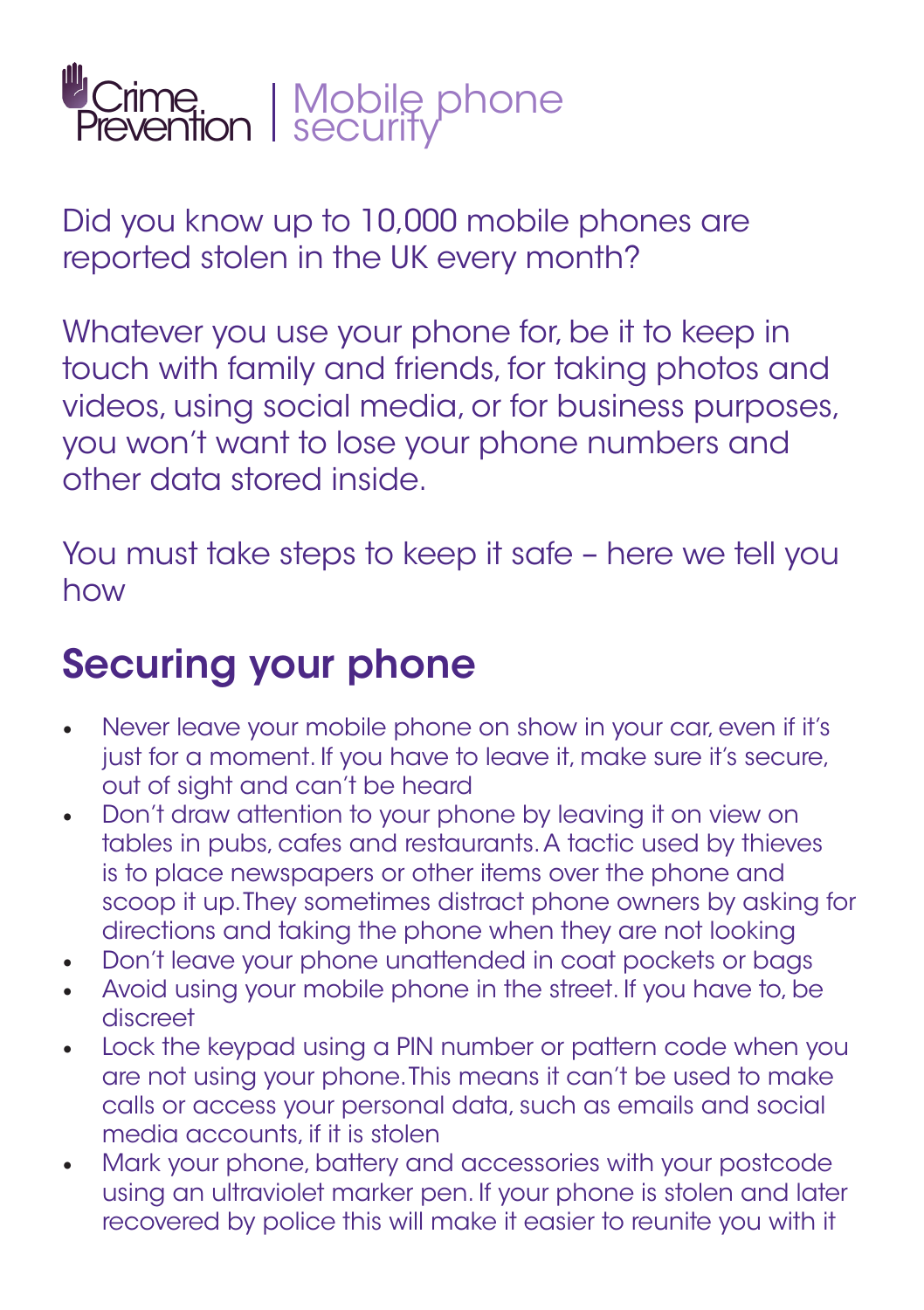# Crime Prevention | Mobile phone security

Did you know up to 10,000 mobile phones are reported stolen in the UK every month?

Whatever you use your phone for, be it to keep in touch with family and friends, for taking photos and videos, using social media, or for business purposes, you won't want to lose your phone numbers and other data stored inside.

You must take steps to keep it safe – here we tell you how

## Securing your phone

- Never leave your mobile phone on show in your car, even if it's just for a moment. If you have to leave it, make sure it's secure, out of sight and can't be heard
- Don't draw attention to your phone by leaving it on view on tables in pubs, cafes and restaurants. A tactic used by thieves is to place newspapers or other items over the phone and scoop it up. They sometimes distract phone owners by asking for directions and taking the phone when they are not looking
- Don't leave your phone unattended in coat pockets or bags
- Avoid using your mobile phone in the street. If you have to, be discreet
- Lock the keypad using a PIN number or pattern code when you are not using your phone. This means it can't be used to make calls or access your personal data, such as emails and social media accounts, if it is stolen
- Mark your phone, battery and accessories with your postcode using an ultraviolet marker pen. If your phone is stolen and later recovered by police this will make it easier to reunite you with it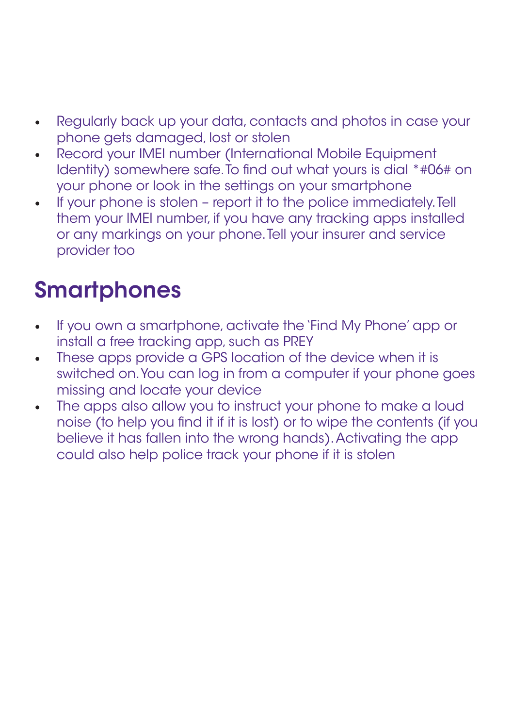- Regularly back up your data, contacts and photos in case your phone gets damaged, lost or stolen
- Record your IMEI number (International Mobile Equipment Identity) somewhere safe. To find out what yours is dial *#06# on your phone or look in the settings on your smartphone
- If your phone is stolen – report it to the police immediately. Tell them your IMEI number, if you have any tracking apps installed or any markings on your phone. Tell your insurer and service provider too

## Smartphones

- If you own a smartphone, activate the 'Find My Phone' app or install a free tracking app, such as PREY
- These apps provide a GPS location of the device when it is switched on. You can log in from a computer if your phone goes missing and locate your device
- The apps also allow you to instruct your phone to make a loud noise (to help you find it if it is lost) or to wipe the contents (if you believe it has fallen into the wrong hands). Activating the app could also help police track your phone if it is stolen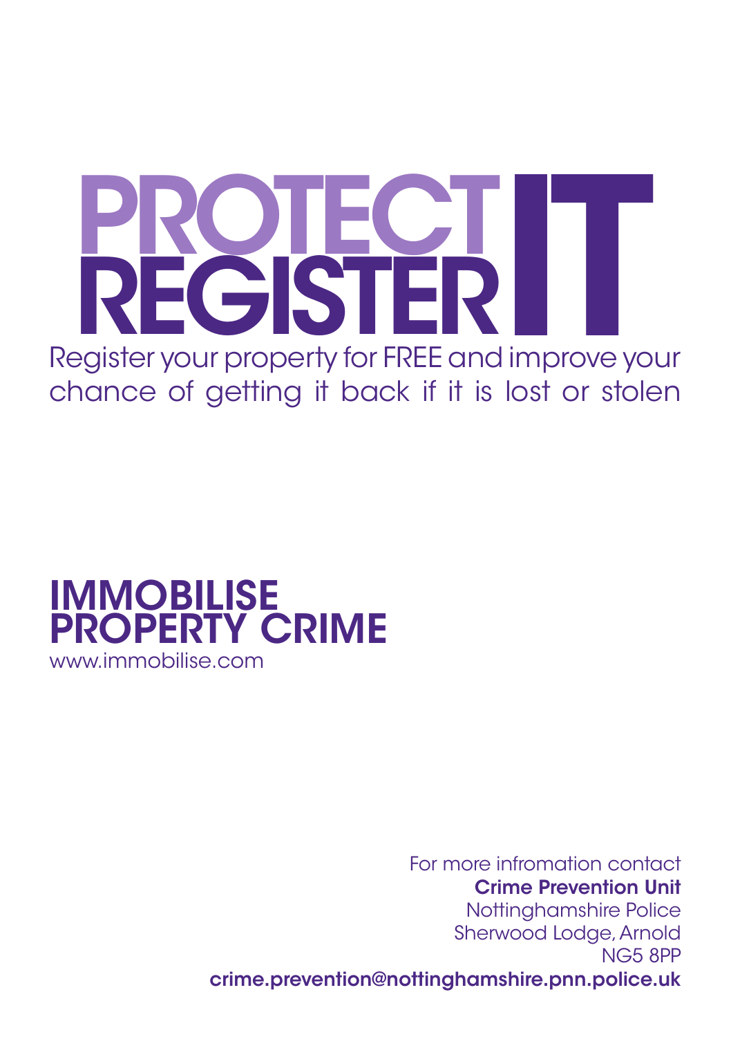# PROTECT IT
# REGISTER IT

Register your property for FREE and improve your chance of getting it back if it is lost or stolen

## IMMOBILISE PROPERTY CRIME

www.immobilise.com

For more infromation contact
**Crime Prevention Unit**
Nottinghamshire Police
Sherwood Lodge, Arnold
NG5 8PP
**crime.prevention@nottinghamshire.pnn.police.uk**